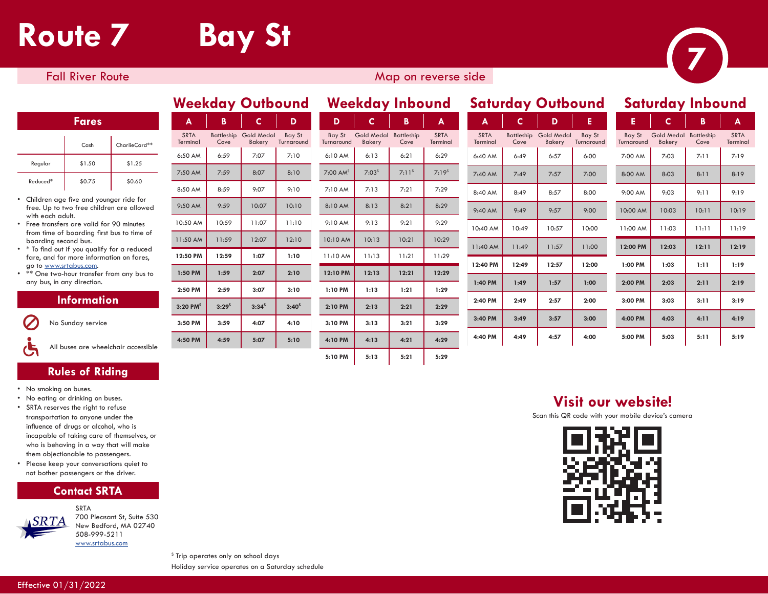# Route 7 Bay St

Fall River Route

Map on reverse side

7

## Fares

| | Cash | CharlieCard** |
|---|---|---|
| Regular | $1.50 | $1.25 |
| Reduced* | $0.75 | $0.60 |

- Children age five and younger ride for free. Up to two free children are allowed with each adult.
- Free transfers are valid for 90 minutes from time of boarding first bus to time of boarding second bus.
- * To find out if you qualify for a reduced fare, and for more information on fares, go to www.srtabus.com.
- ** One two-hour transfer from any bus to any bus, in any direction.

## Information

No Sunday service

All buses are wheelchair accessible

## Rules of Riding

- No smoking on buses.
- No eating or drinking on buses.
- SRTA reserves the right to refuse transportation to anyone under the influence of drugs or alcohol, who is incapable of taking care of themselves, or who is behaving in a way that will make them objectionable to passengers.
- Please keep your conversations quiet to not bother passengers or the driver.

## Contact SRTA

SRTA
700 Pleasant St, Suite 530
New Bedford, MA 02740
508-999-5211
www.srtabus.com

## Weekday Outbound

| A SRTA Terminal | B Battleship Cove | C Gold Medal Bakery | D Bay St Turnaround |
|---|---|---|---|
| 6:50 AM | 6:59 | 7:07 | 7:10 |
| 7:50 AM | 7:59 | 8:07 | 8:10 |
| 8:50 AM | 8:59 | 9:07 | 9:10 |
| 9:50 AM | 9:59 | 10:07 | 10:10 |
| 10:50 AM | 10:59 | 11:07 | 11:10 |
| 11:50 AM | 11:59 | 12:07 | 12:10 |
| **12:50 PM** | **12:59** | **1:07** | **1:10** |
| **1:50 PM** | **1:59** | **2:07** | **2:10** |
| **2:50 PM** | **2:59** | **3:07** | **3:10** |
| **3:20 PM[S]** | **3:29[S]** | **3:34[S]** | **3:40[S]** |
| **3:50 PM** | **3:59** | **4:07** | **4:10** |
| **4:50 PM** | **4:59** | **5:07** | **5:10** |

## Weekday Inbound

| D Bay St Turnaround | C Gold Medal Bakery | B Battleship Cove | A SRTA Terminal |
|---|---|---|---|
| 6:10 AM | 6:13 | 6:21 | 6:29 |
| 7:00 AM[S] | 7:03[S] | 7:11[S] | 7:19[S] |
| 7:10 AM | 7:13 | 7:21 | 7:29 |
| 8:10 AM | 8:13 | 8:21 | 8:29 |
| 9:10 AM | 9:13 | 9:21 | 9:29 |
| 10:10 AM | 10:13 | 10:21 | 10:29 |
| 11:10 AM | 11:13 | 11:21 | 11:29 |
| **12:10 PM** | **12:13** | **12:21** | **12:29** |
| **1:10 PM** | **1:13** | **1:21** | **1:29** |
| **2:10 PM** | **2:13** | **2:21** | **2:29** |
| **3:10 PM** | **3:13** | **3:21** | **3:29** |
| **4:10 PM** | **4:13** | **4:21** | **4:29** |
| **5:10 PM** | **5:13** | **5:21** | **5:29** |

## Saturday Outbound

| A SRTA Terminal | C Battleship Cove | D Gold Medal Bakery | E Bay St Turnaround |
|---|---|---|---|
| 6:40 AM | 6:49 | 6:57 | 6:00 |
| 7:40 AM | 7:49 | 7:57 | 7:00 |
| 8:40 AM | 8:49 | 8:57 | 8:00 |
| 9:40 AM | 9:49 | 9:57 | 9:00 |
| 10:40 AM | 10:49 | 10:57 | 10:00 |
| 11:40 AM | 11:49 | 11:57 | 11:00 |
| **12:40 PM** | **12:49** | **12:57** | **12:00** |
| **1:40 PM** | **1:49** | **1:57** | **1:00** |
| **2:40 PM** | **2:49** | **2:57** | **2:00** |
| **3:40 PM** | **3:49** | **3:57** | **3:00** |
| **4:40 PM** | **4:49** | **4:57** | **4:00** |

## Saturday Inbound

| E Bay St Turnaround | C Gold Medal Bakery | B Battleship Cove | A SRTA Terminal |
|---|---|---|---|
| 7:00 AM | 7:03 | 7:11 | 7:19 |
| 8:00 AM | 8:03 | 8:11 | 8:19 |
| 9:00 AM | 9:03 | 9:11 | 9:19 |
| 10:00 AM | 10:03 | 10:11 | 10:19 |
| 11:00 AM | 11:03 | 11:11 | 11:19 |
| **12:00 PM** | **12:03** | **12:11** | **12:19** |
| **1:00 PM** | **1:03** | **1:11** | **1:19** |
| **2:00 PM** | **2:03** | **2:11** | **2:19** |
| **3:00 PM** | **3:03** | **3:11** | **3:19** |
| **4:00 PM** | **4:03** | **4:11** | **4:19** |
| **5:00 PM** | **5:03** | **5:11** | **5:19** |

[S] Trip operates only on school days

Holiday service operates on a Saturday schedule

## Visit our website!

Scan this QR code with your mobile device's camera

Effective 01/31/2022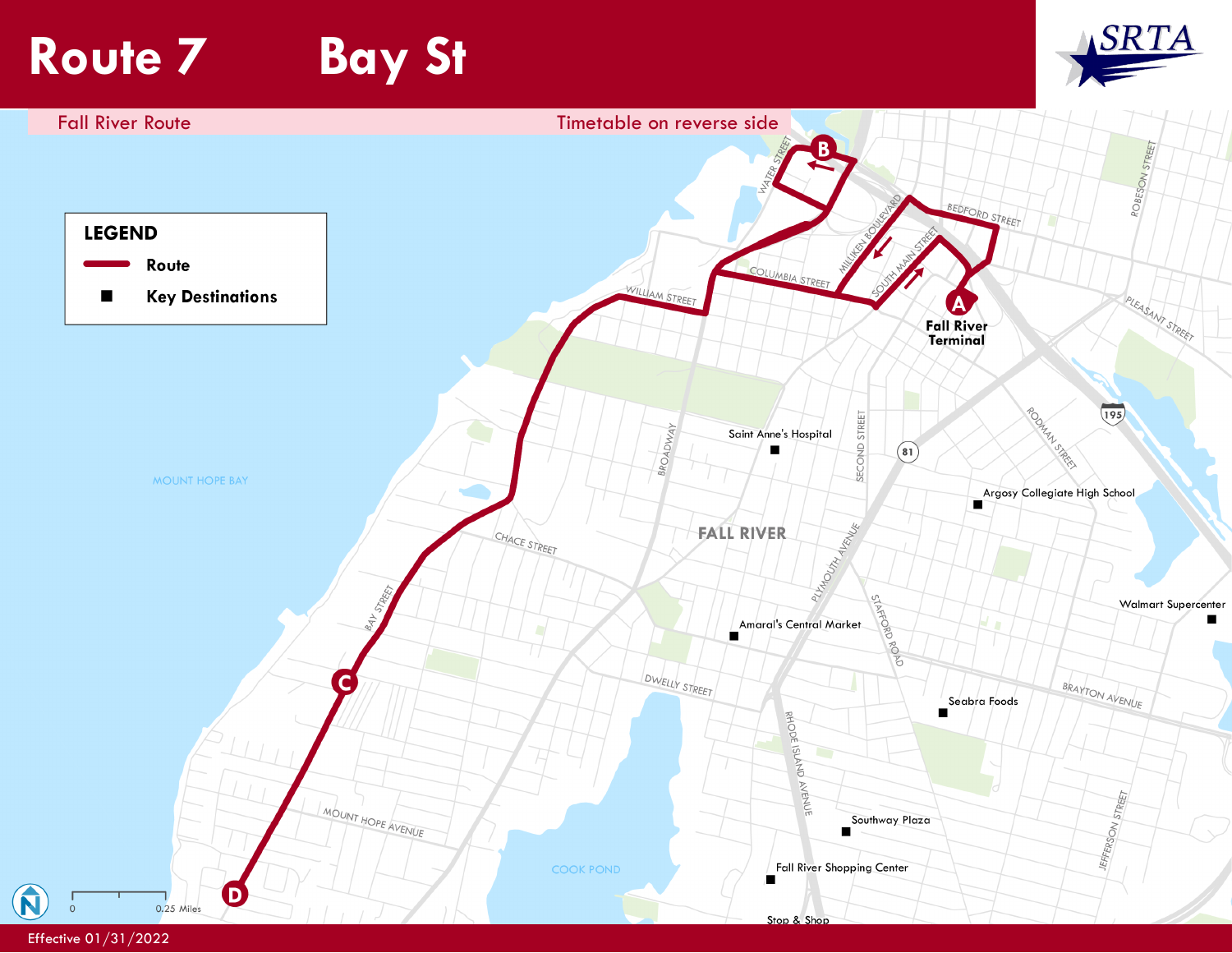# Route 7 Bay St

Fall River Route

Timetable on reverse side

SRTA

**LEGEND**

Route

Key Destinations

A Fall River Terminal

B

C

D

WATER STREET

BEDFORD STREET

MILLIKEN BOULEVARD

SOUTH MAIN STREET

COLUMBIA STREET

WILLIAM STREET

ROBESON STREET

PLEASANT STREET

MOUNT HOPE BAY

BROADWAY

Saint Anne's Hospital

SECOND STREET

81

195

RODMAN STREET

Argosy Collegiate High School

FALL RIVER

CHACE STREET

BAY STREET

PLYMOUTH AVENUE

STAFFORD ROAD

Amaral's Central Market

Walmart Supercenter

DWELLY STREET

BRAYTON AVENUE

Seabra Foods

RHODE ISLAND AVENUE

MOUNT HOPE AVENUE

Southway Plaza

JEFFERSON STREET

COOK POND

Fall River Shopping Center

Stop & Shop

0 0.25 Miles

Effective 01/31/2022